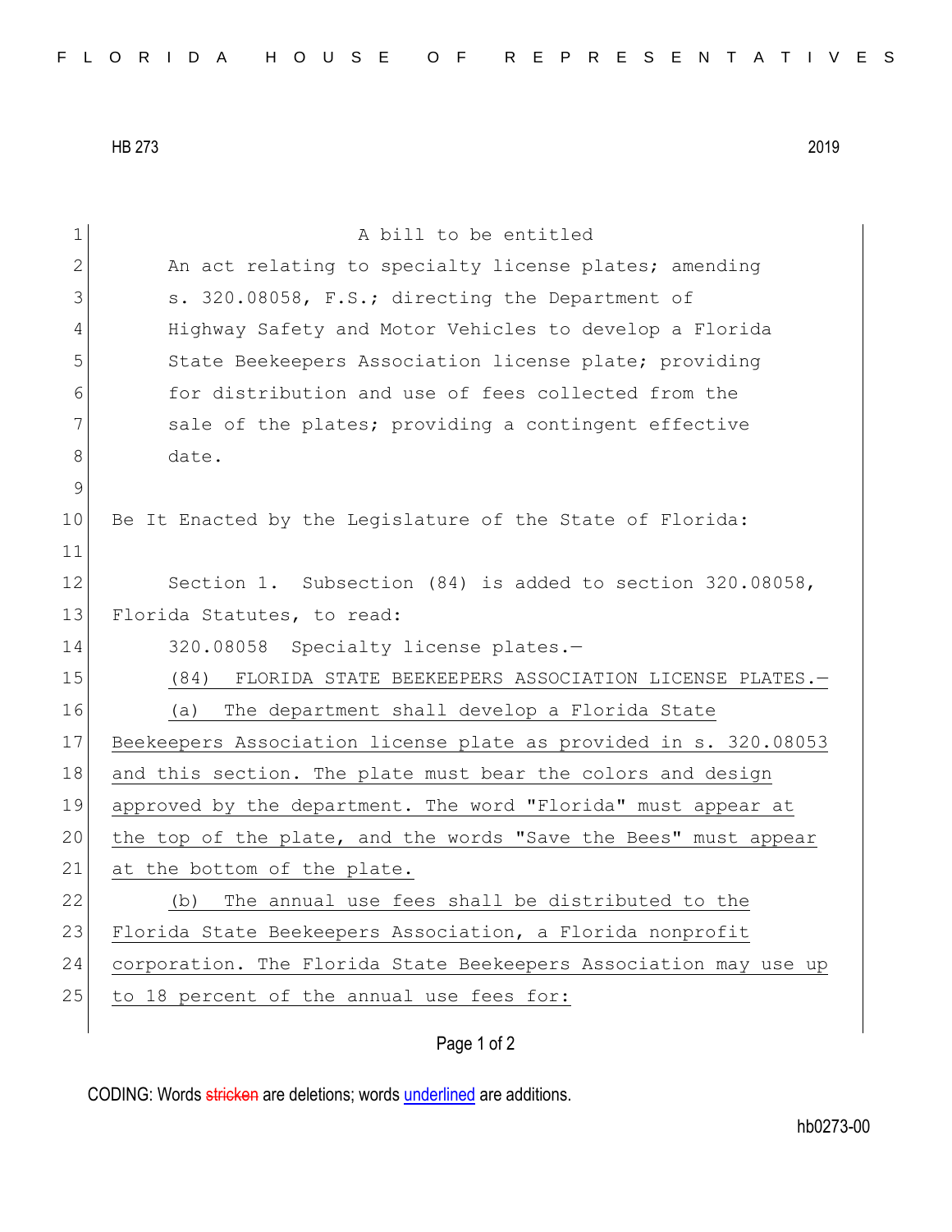HB 273 2019

A bill to be entitled

An act relating to specialty license plates; amending s. 320.08058, F.S.; directing the Department of Highway Safety and Motor Vehicles to develop a Florida State Beekeepers Association license plate; providing for distribution and use of fees collected from the sale of the plates; providing a contingent effective date.

Be It Enacted by the Legislature of the State of Florida:

Section 1. Subsection (84) is added to section 320.08058, Florida Statutes, to read:

320.08058 Specialty license plates.—

<u>(84) FLORIDA STATE BEEKEEPERS ASSOCIATION LICENSE PLATES.—</u>

<u>(a) The department shall develop a Florida State Beekeepers Association license plate as provided in s. 320.08053 and this section. The plate must bear the colors and design approved by the department. The word "Florida" must appear at the top of the plate, and the words "Save the Bees" must appear at the bottom of the plate.</u>

<u>(b) The annual use fees shall be distributed to the Florida State Beekeepers Association, a Florida nonprofit corporation. The Florida State Beekeepers Association may use up to 18 percent of the annual use fees for:</u>

CODING: Words ~~stricken~~ are deletions; words <u>underlined</u> are additions.

hb0273-00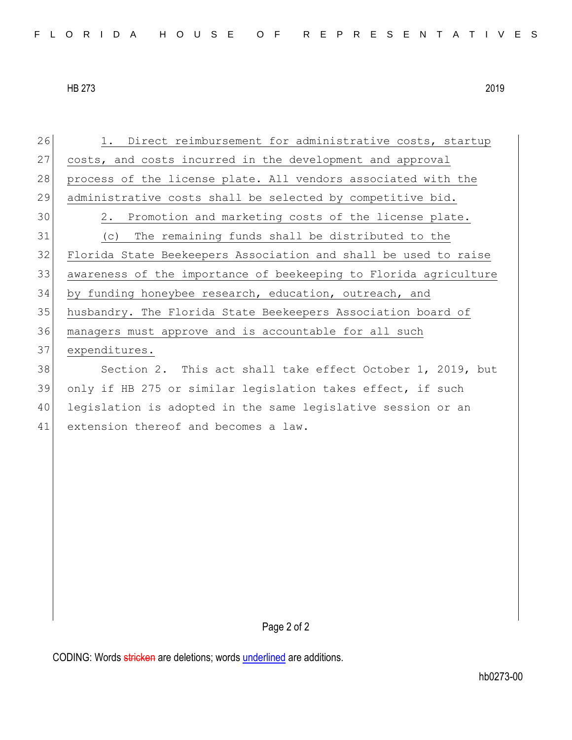1. Direct reimbursement for administrative costs, startup costs, and costs incurred in the development and approval process of the license plate. All vendors associated with the administrative costs shall be selected by competitive bid.

2. Promotion and marketing costs of the license plate.

(c) The remaining funds shall be distributed to the Florida State Beekeepers Association and shall be used to raise awareness of the importance of beekeeping to Florida agriculture by funding honeybee research, education, outreach, and husbandry. The Florida State Beekeepers Association board of managers must approve and is accountable for all such expenditures.

Section 2. This act shall take effect October 1, 2019, but only if HB 275 or similar legislation takes effect, if such legislation is adopted in the same legislative session or an extension thereof and becomes a law.

CODING: Words stricken are deletions; words underlined are additions.